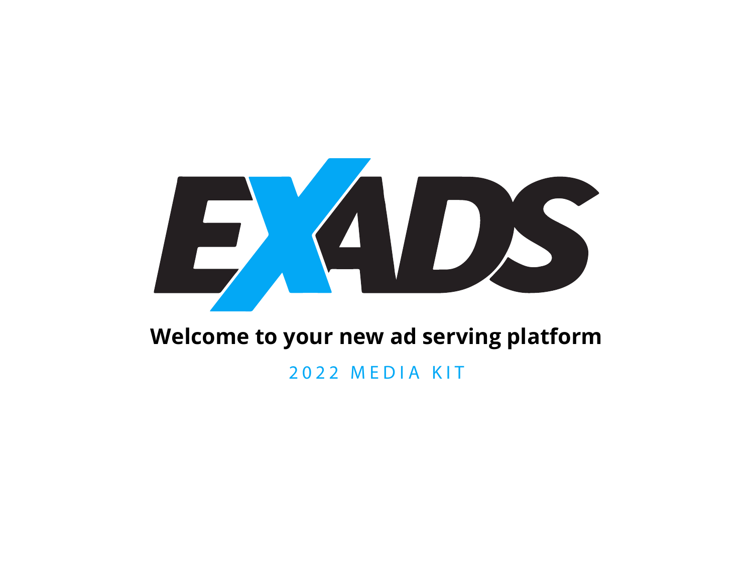# EXADS

## Welcome to your new ad serving platform

2022 MEDIA KIT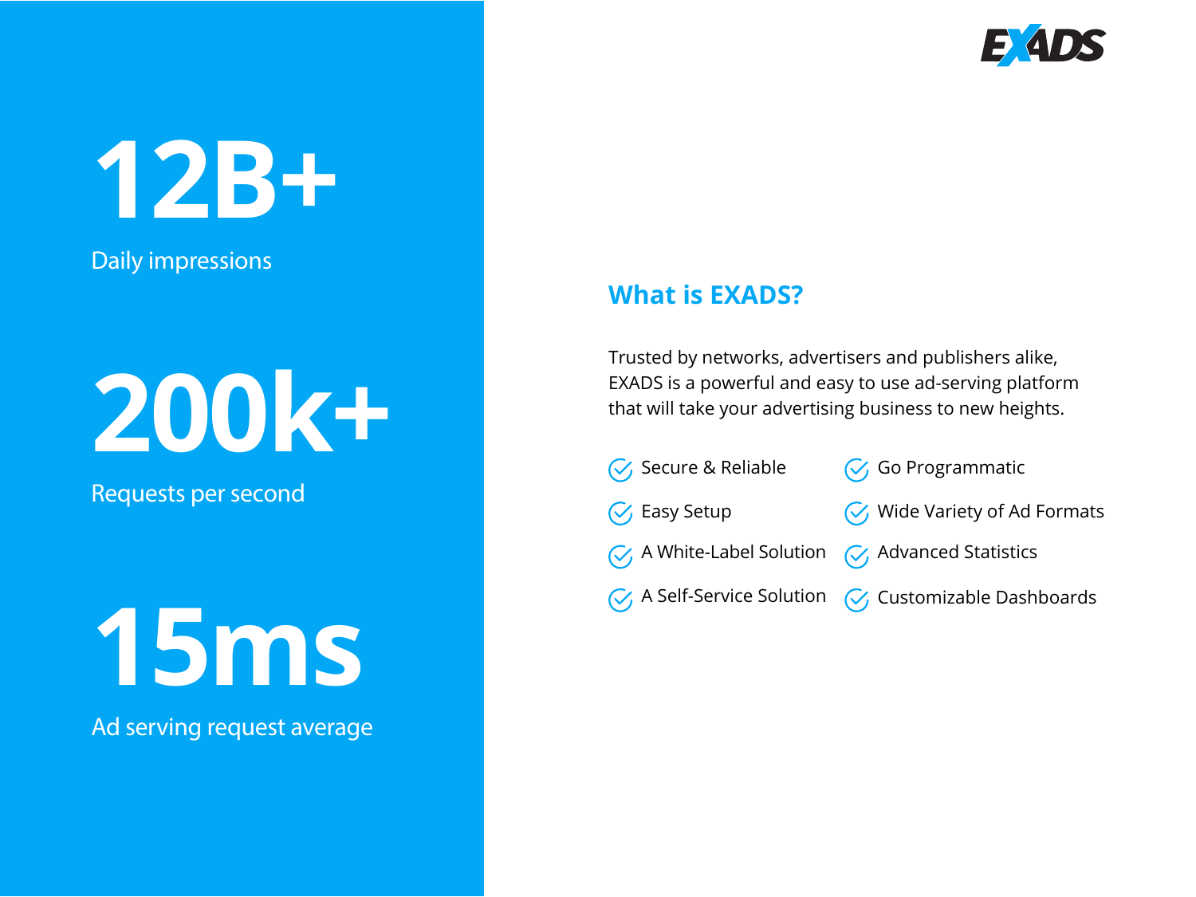**12B+**

Daily impressions

**200k+**

Requests per second

**15ms**

Ad serving request average

EXADS

## What is EXADS?

Trusted by networks, advertisers and publishers alike, EXADS is a powerful and easy to use ad-serving platform that will take your advertising business to new heights.

- Secure & Reliable
- Easy Setup
- A White-Label Solution
- A Self-Service Solution
- Go Programmatic
- Wide Variety of Ad Formats
- Advanced Statistics
- Customizable Dashboards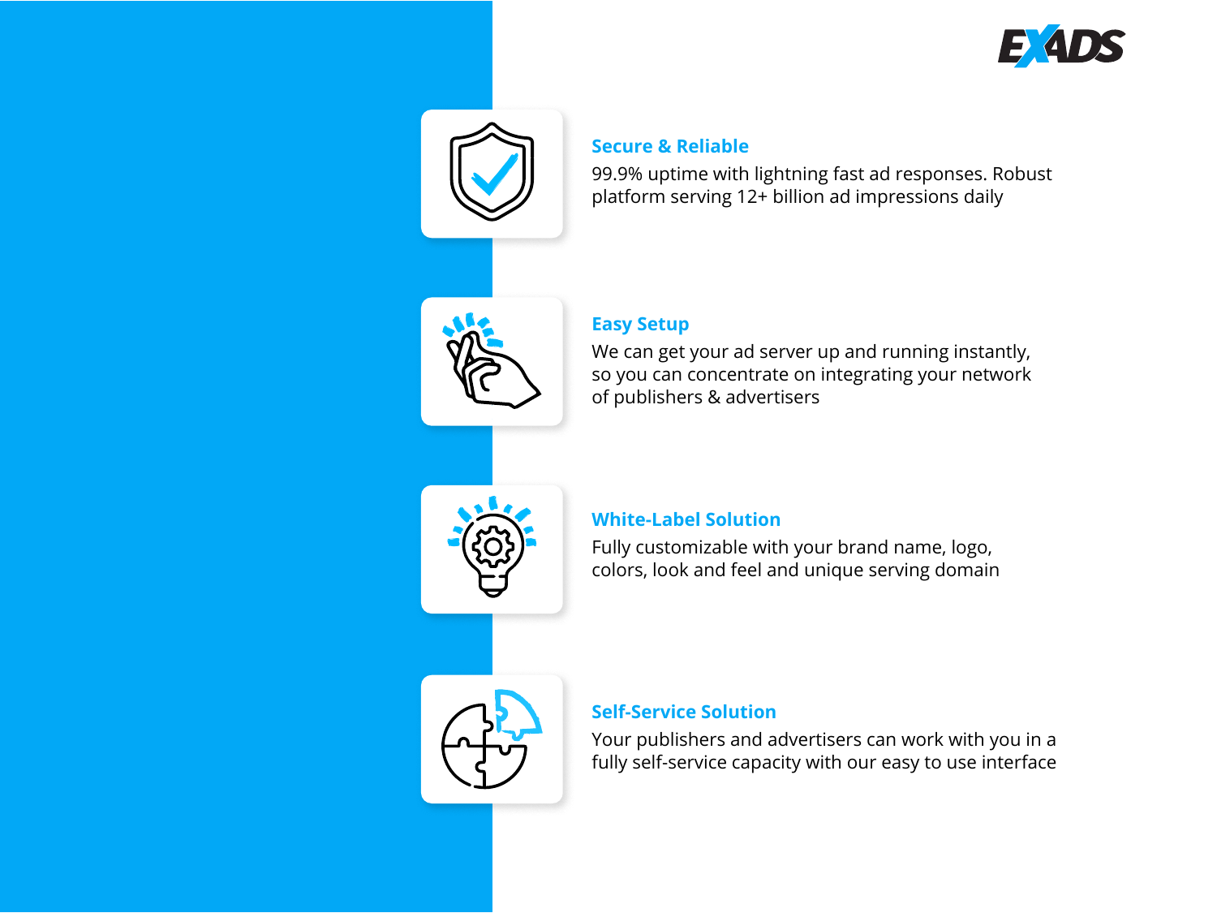### Secure & Reliable

99.9% uptime with lightning fast ad responses. Robust platform serving 12+ billion ad impressions daily

### Easy Setup

We can get your ad server up and running instantly, so you can concentrate on integrating your network of publishers & advertisers

### White-Label Solution

Fully customizable with your brand name, logo, colors, look and feel and unique serving domain

### Self-Service Solution

Your publishers and advertisers can work with you in a fully self-service capacity with our easy to use interface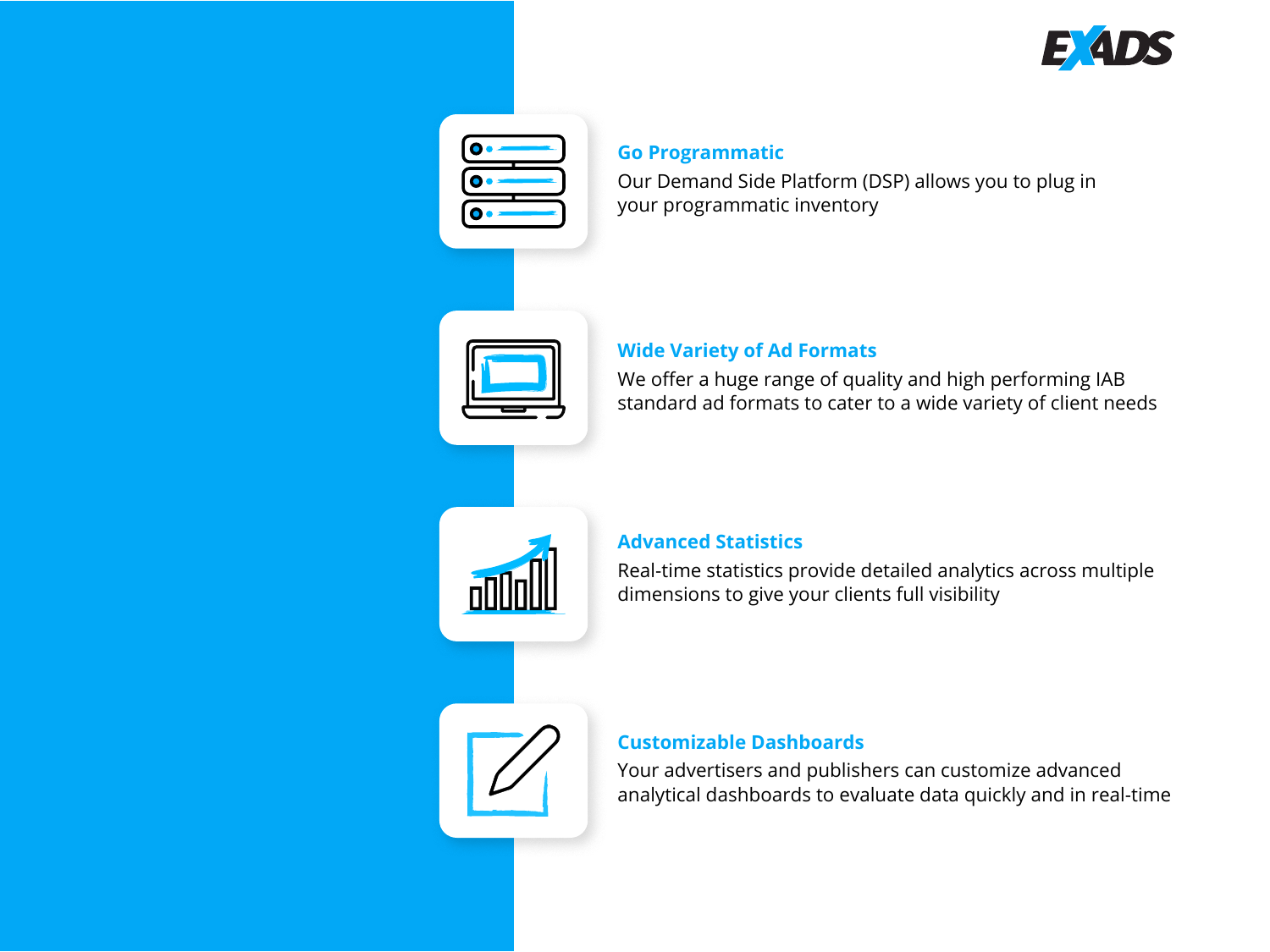### Go Programmatic

Our Demand Side Platform (DSP) allows you to plug in your programmatic inventory

### Wide Variety of Ad Formats

We offer a huge range of quality and high performing IAB standard ad formats to cater to a wide variety of client needs

### Advanced Statistics

Real-time statistics provide detailed analytics across multiple dimensions to give your clients full visibility

### Customizable Dashboards

Your advertisers and publishers can customize advanced analytical dashboards to evaluate data quickly and in real-time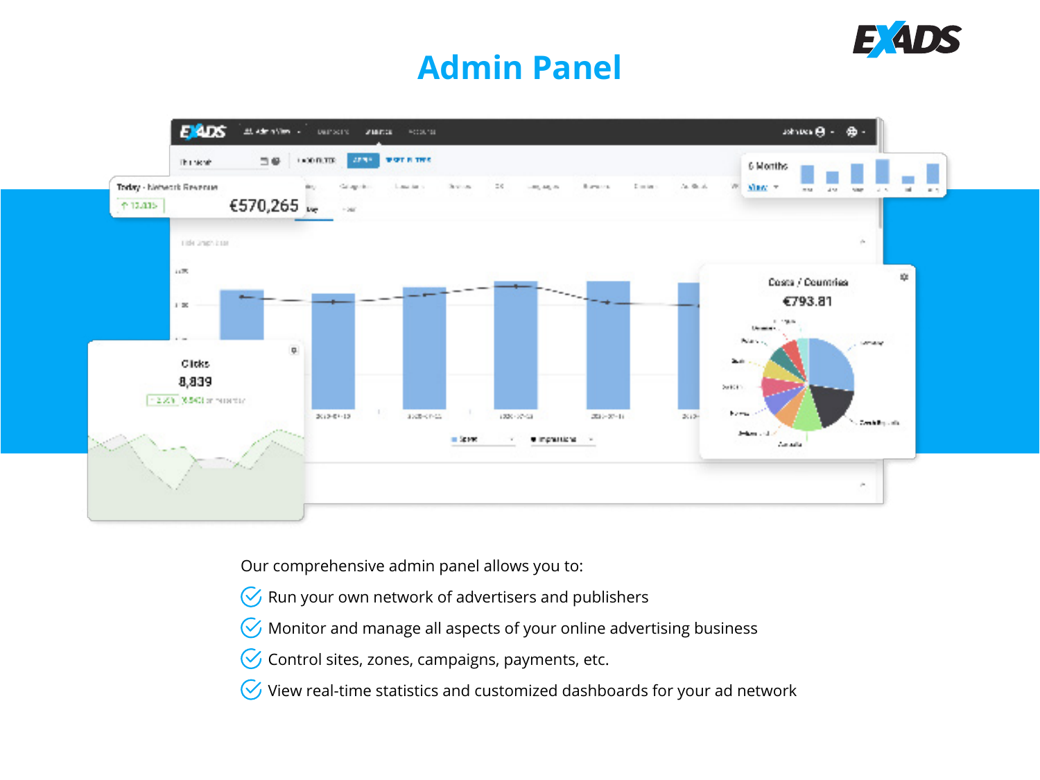# Admin Panel

Our comprehensive admin panel allows you to:

- Run your own network of advertisers and publishers
- Monitor and manage all aspects of your online advertising business
- Control sites, zones, campaigns, payments, etc.
- View real-time statistics and customized dashboards for your ad network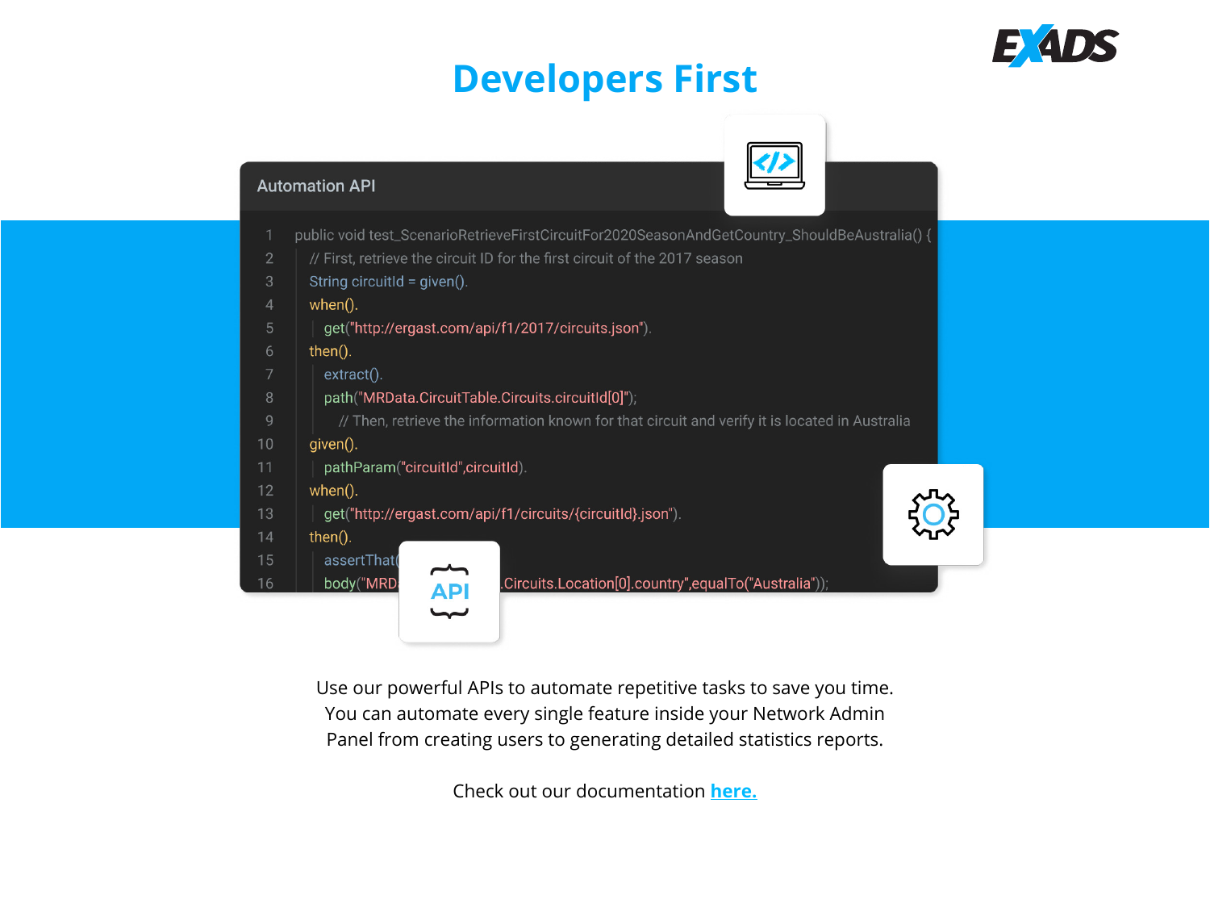# Developers First

Automation API

```
1  public void test_ScenarioRetrieveFirstCircuitFor2020SeasonAndGetCountry_ShouldBeAustralia() {
2    // First, retrieve the circuit ID for the first circuit of the 2017 season
3    String circuitId = given().
4    when().
5      get("http://ergast.com/api/f1/2017/circuits.json").
6    then().
7      extract().
8      path("MRData.CircuitTable.Circuits.circuitId[0]");
9        // Then, retrieve the information known for that circuit and verify it is located in Australia
10   given().
11     pathParam("circuitId",circuitId).
12   when().
13     get("http://ergast.com/api/f1/circuits/{circuitId}.json").
14   then().
15     assertThat(
16     body("MRD .Circuits.Location[0].country",equalTo("Australia"));
```

Use our powerful APIs to automate repetitive tasks to save you time. You can automate every single feature inside your Network Admin Panel from creating users to generating detailed statistics reports.

Check out our documentation [here.]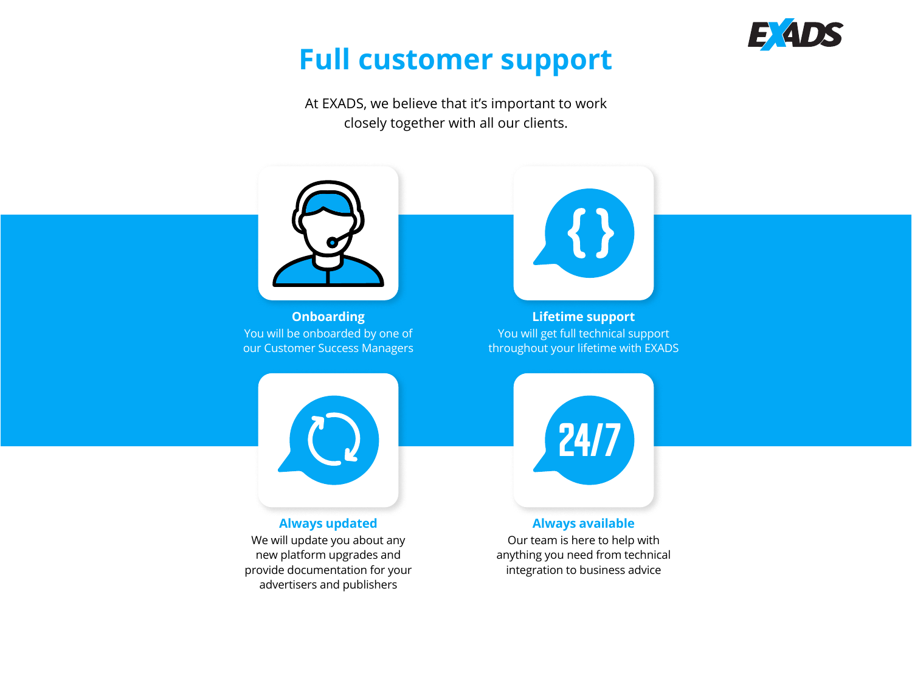# Full customer support

At EXADS, we believe that it's important to work closely together with all our clients.

### Onboarding

You will be onboarded by one of our Customer Success Managers

### Lifetime support

You will get full technical support throughout your lifetime with EXADS

### Always updated

We will update you about any new platform upgrades and provide documentation for your advertisers and publishers

### Always available

Our team is here to help with anything you need from technical integration to business advice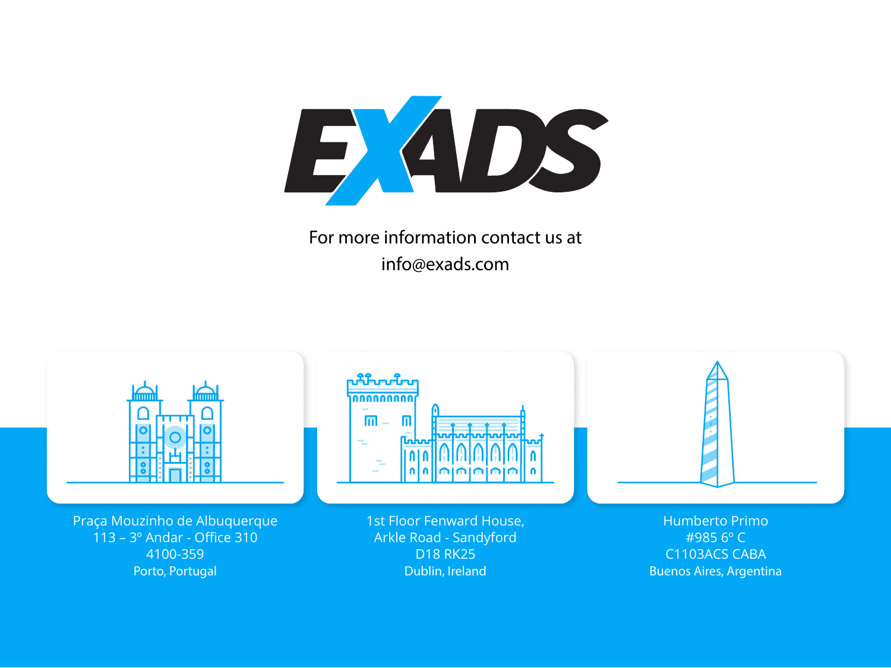# EXADS

For more information contact us at
info@exads.com

Praça Mouzinho de Albuquerque
113 – 3º Andar - Office 310
4100-359
Porto, Portugal

1st Floor Fenward House,
Arkle Road - Sandyford
D18 RK25
Dublin, Ireland

Humberto Primo
#985 6º C
C1103ACS CABA
Buenos Aires, Argentina